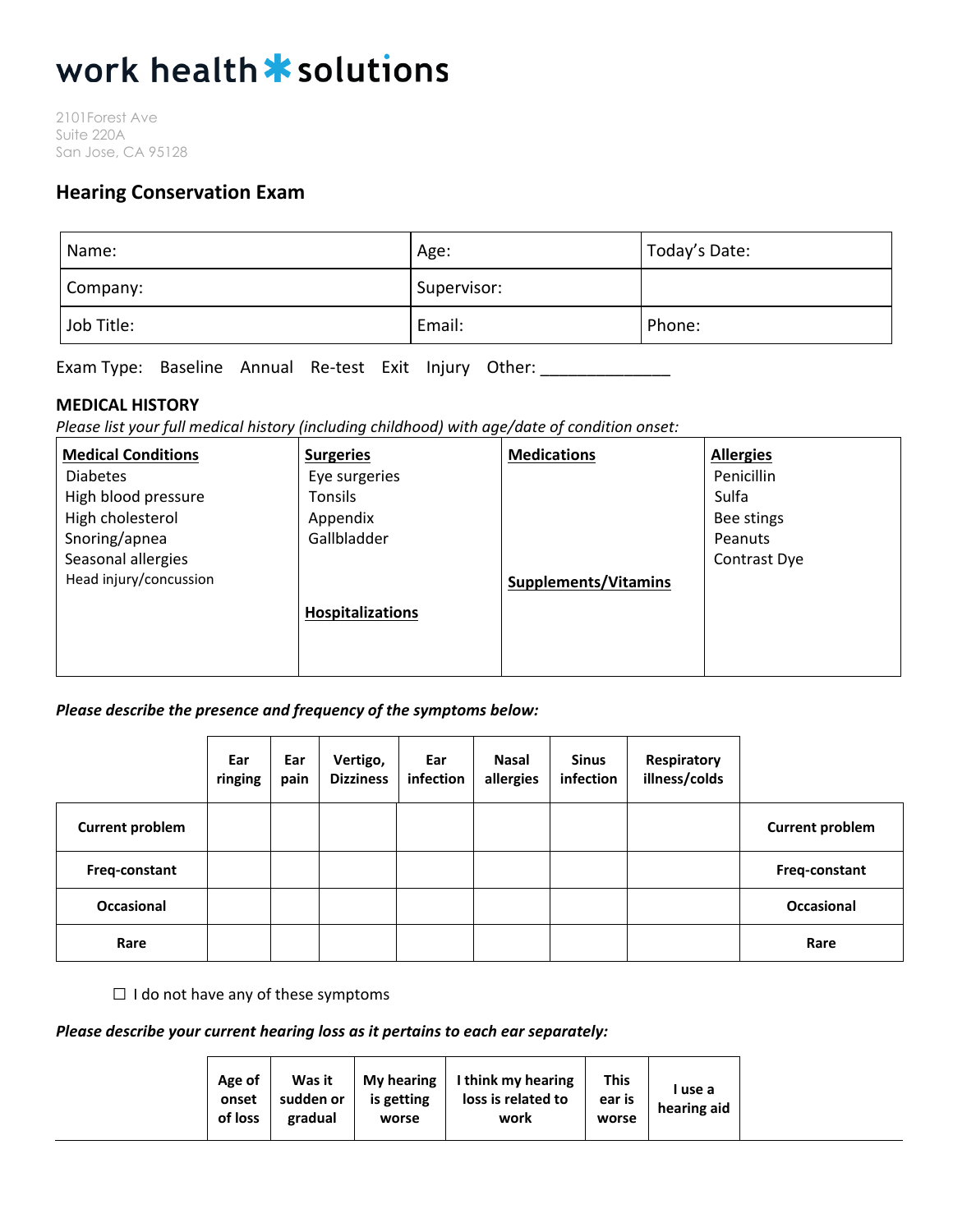# work health ✱ solutions

2101Forest Ave
Suite 220A
San Jose, CA 95128

## Hearing Conservation Exam

| Name: | Age: | Today's Date: |
|---|---|---|
| Company: | Supervisor: | |
| Job Title: | Email: | Phone: |

Exam Type: Baseline Annual Re-test Exit Injury Other: ______________

### MEDICAL HISTORY

*Please list your full medical history (including childhood) with age/date of condition onset:*

| Medical Conditions | Surgeries | Medications | Allergies |
|---|---|---|---|
| Diabetes<br>High blood pressure<br>High cholesterol<br>Snoring/apnea<br>Seasonal allergies<br>Head injury/concussion | Eye surgeries<br>Tonsils<br>Appendix<br>Gallbladder<br><br>**Hospitalizations** | <br><br><br><br><br>**Supplements/Vitamins** | Penicillin<br>Sulfa<br>Bee stings<br>Peanuts<br>Contrast Dye |

***Please describe the presence and frequency of the symptoms below:***

| | Ear ringing | Ear pain | Vertigo, Dizziness | Ear infection | Nasal allergies | Sinus infection | Respiratory illness/colds | |
|---|---|---|---|---|---|---|---|---|
| **Current problem** | | | | | | | | **Current problem** |
| **Freq-constant** | | | | | | | | **Freq-constant** |
| **Occasional** | | | | | | | | **Occasional** |
| **Rare** | | | | | | | | **Rare** |

☐ I do not have any of these symptoms

***Please describe your current hearing loss as it pertains to each ear separately:***

| | Age of onset of loss | Was it sudden or gradual | My hearing is getting worse | I think my hearing loss is related to work | This ear is worse | I use a hearing aid | |
|---|---|---|---|---|---|---|---|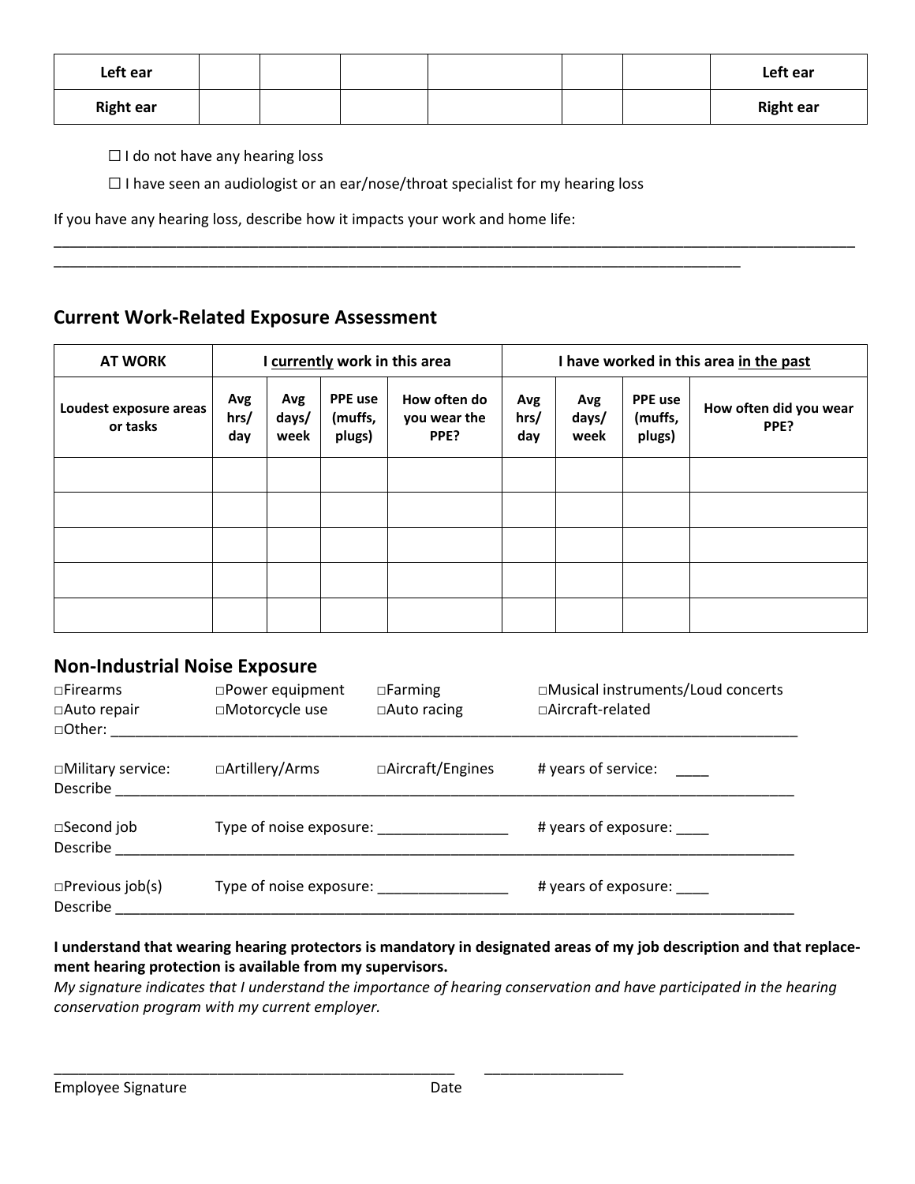| | | | | | | | |
|---|---|---|---|---|---|---|---|
| **Left ear** | | | | | | | **Left ear** |
| **Right ear** | | | | | | | **Right ear** |

☐ I do not have any hearing loss

☐ I have seen an audiologist or an ear/nose/throat specialist for my hearing loss

If you have any hearing loss, describe how it impacts your work and home life:

_______________________________________________________________________________________________
_________________________________________________________________________________

## Current Work-Related Exposure Assessment

| AT WORK | I currently work in this area | | | | I have worked in this area in the past | | | |
|---|---|---|---|---|---|---|---|---|
| **Loudest exposure areas or tasks** | **Avg hrs/ day** | **Avg days/ week** | **PPE use (muffs, plugs)** | **How often do you wear the PPE?** | **Avg hrs/ day** | **Avg days/ week** | **PPE use (muffs, plugs)** | **How often did you wear PPE?** |
| | | | | | | | | |
| | | | | | | | | |
| | | | | | | | | |
| | | | | | | | | |
| | | | | | | | | |

## Non-Industrial Noise Exposure

□Firearms □Power equipment □Farming □Musical instruments/Loud concerts
□Auto repair □Motorcycle use □Auto racing □Aircraft-related
□Other: ________________________________________________________________________________

□Military service: □Artillery/Arms □Aircraft/Engines # years of service: ____
Describe ______________________________________________________________________________

□Second job Type of noise exposure: ________________ # years of exposure: ____
Describe ______________________________________________________________________________

□Previous job(s) Type of noise exposure: ________________ # years of exposure: ____
Describe ______________________________________________________________________________

**I understand that wearing hearing protectors is mandatory in designated areas of my job description and that replacement hearing protection is available from my supervisors.**
*My signature indicates that I understand the importance of hearing conservation and have participated in the hearing conservation program with my current employer.*

_______________________________________________ _________________
Employee Signature Date